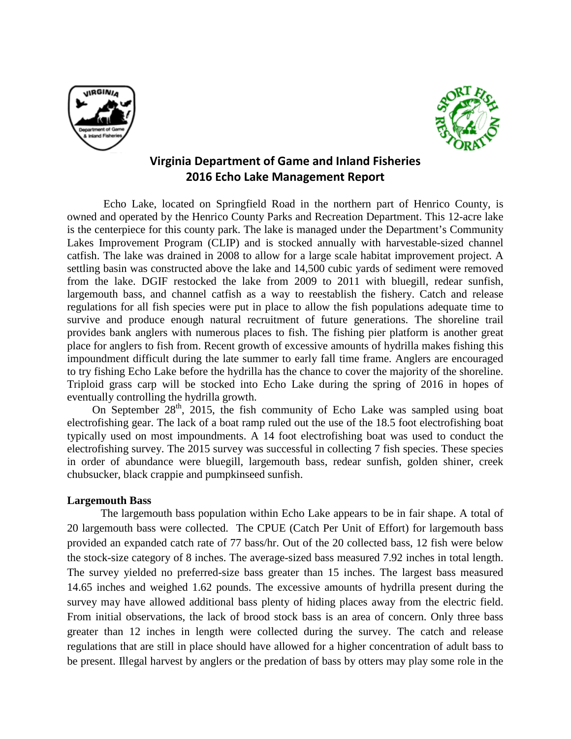# Virginia Department of Game and Inland Fisheries
## 2016 Echo Lake Management Report

Echo Lake, located on Springfield Road in the northern part of Henrico County, is owned and operated by the Henrico County Parks and Recreation Department. This 12-acre lake is the centerpiece for this county park. The lake is managed under the Department's Community Lakes Improvement Program (CLIP) and is stocked annually with harvestable-sized channel catfish. The lake was drained in 2008 to allow for a large scale habitat improvement project. A settling basin was constructed above the lake and 14,500 cubic yards of sediment were removed from the lake. DGIF restocked the lake from 2009 to 2011 with bluegill, redear sunfish, largemouth bass, and channel catfish as a way to reestablish the fishery. Catch and release regulations for all fish species were put in place to allow the fish populations adequate time to survive and produce enough natural recruitment of future generations. The shoreline trail provides bank anglers with numerous places to fish. The fishing pier platform is another great place for anglers to fish from. Recent growth of excessive amounts of hydrilla makes fishing this impoundment difficult during the late summer to early fall time frame. Anglers are encouraged to try fishing Echo Lake before the hydrilla has the chance to cover the majority of the shoreline. Triploid grass carp will be stocked into Echo Lake during the spring of 2016 in hopes of eventually controlling the hydrilla growth.

On September 28th, 2015, the fish community of Echo Lake was sampled using boat electrofishing gear. The lack of a boat ramp ruled out the use of the 18.5 foot electrofishing boat typically used on most impoundments. A 14 foot electrofishing boat was used to conduct the electrofishing survey. The 2015 survey was successful in collecting 7 fish species. These species in order of abundance were bluegill, largemouth bass, redear sunfish, golden shiner, creek chubsucker, black crappie and pumpkinseed sunfish.

### Largemouth Bass

The largemouth bass population within Echo Lake appears to be in fair shape. A total of 20 largemouth bass were collected. The CPUE (Catch Per Unit of Effort) for largemouth bass provided an expanded catch rate of 77 bass/hr. Out of the 20 collected bass, 12 fish were below the stock-size category of 8 inches. The average-sized bass measured 7.92 inches in total length. The survey yielded no preferred-size bass greater than 15 inches. The largest bass measured 14.65 inches and weighed 1.62 pounds. The excessive amounts of hydrilla present during the survey may have allowed additional bass plenty of hiding places away from the electric field. From initial observations, the lack of brood stock bass is an area of concern. Only three bass greater than 12 inches in length were collected during the survey. The catch and release regulations that are still in place should have allowed for a higher concentration of adult bass to be present. Illegal harvest by anglers or the predation of bass by otters may play some role in the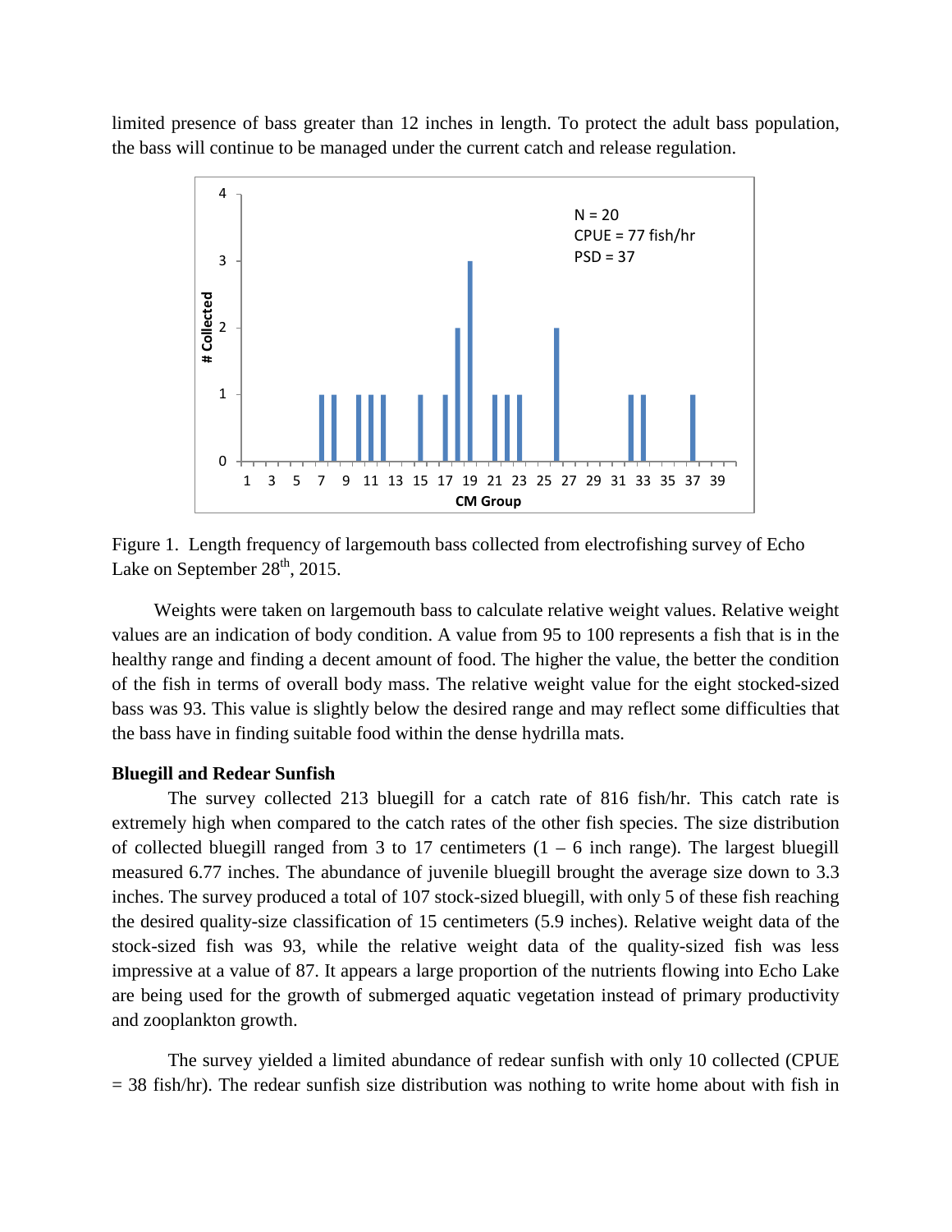limited presence of bass greater than 12 inches in length. To protect the adult bass population, the bass will continue to be managed under the current catch and release regulation.

Figure 1. Length frequency of largemouth bass collected from electrofishing survey of Echo Lake on September 28th, 2015.

Weights were taken on largemouth bass to calculate relative weight values. Relative weight values are an indication of body condition. A value from 95 to 100 represents a fish that is in the healthy range and finding a decent amount of food. The higher the value, the better the condition of the fish in terms of overall body mass. The relative weight value for the eight stocked-sized bass was 93. This value is slightly below the desired range and may reflect some difficulties that the bass have in finding suitable food within the dense hydrilla mats.

**Bluegill and Redear Sunfish**

The survey collected 213 bluegill for a catch rate of 816 fish/hr. This catch rate is extremely high when compared to the catch rates of the other fish species. The size distribution of collected bluegill ranged from 3 to 17 centimeters (1 – 6 inch range). The largest bluegill measured 6.77 inches. The abundance of juvenile bluegill brought the average size down to 3.3 inches. The survey produced a total of 107 stock-sized bluegill, with only 5 of these fish reaching the desired quality-size classification of 15 centimeters (5.9 inches). Relative weight data of the stock-sized fish was 93, while the relative weight data of the quality-sized fish was less impressive at a value of 87. It appears a large proportion of the nutrients flowing into Echo Lake are being used for the growth of submerged aquatic vegetation instead of primary productivity and zooplankton growth.

The survey yielded a limited abundance of redear sunfish with only 10 collected (CPUE = 38 fish/hr). The redear sunfish size distribution was nothing to write home about with fish in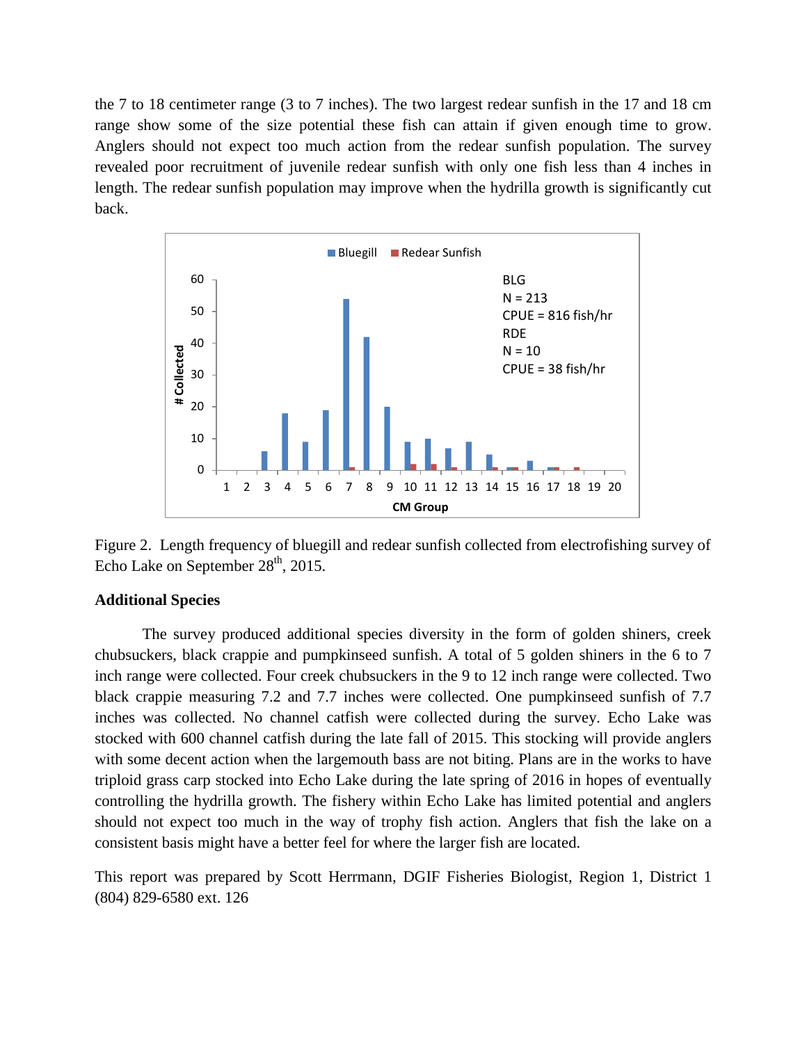the 7 to 18 centimeter range (3 to 7 inches). The two largest redear sunfish in the 17 and 18 cm range show some of the size potential these fish can attain if given enough time to grow. Anglers should not expect too much action from the redear sunfish population. The survey revealed poor recruitment of juvenile redear sunfish with only one fish less than 4 inches in length. The redear sunfish population may improve when the hydrilla growth is significantly cut back.

Bluegill
Redear Sunfish

BLG
N = 213
CPUE = 816 fish/hr
RDE
N = 10
CPUE = 38 fish/hr

# Collected
0
10
20
30
40
50
60

CM Group
1 2 3 4 5 6 7 8 9 10 11 12 13 14 15 16 17 18 19 20

Figure 2. Length frequency of bluegill and redear sunfish collected from electrofishing survey of Echo Lake on September 28th, 2015.

**Additional Species**

The survey produced additional species diversity in the form of golden shiners, creek chubsuckers, black crappie and pumpkinseed sunfish. A total of 5 golden shiners in the 6 to 7 inch range were collected. Four creek chubsuckers in the 9 to 12 inch range were collected. Two black crappie measuring 7.2 and 7.7 inches were collected. One pumpkinseed sunfish of 7.7 inches was collected. No channel catfish were collected during the survey. Echo Lake was stocked with 600 channel catfish during the late fall of 2015. This stocking will provide anglers with some decent action when the largemouth bass are not biting. Plans are in the works to have triploid grass carp stocked into Echo Lake during the late spring of 2016 in hopes of eventually controlling the hydrilla growth. The fishery within Echo Lake has limited potential and anglers should not expect too much in the way of trophy fish action. Anglers that fish the lake on a consistent basis might have a better feel for where the larger fish are located.

This report was prepared by Scott Herrmann, DGIF Fisheries Biologist, Region 1, District 1 (804) 829-6580 ext. 126